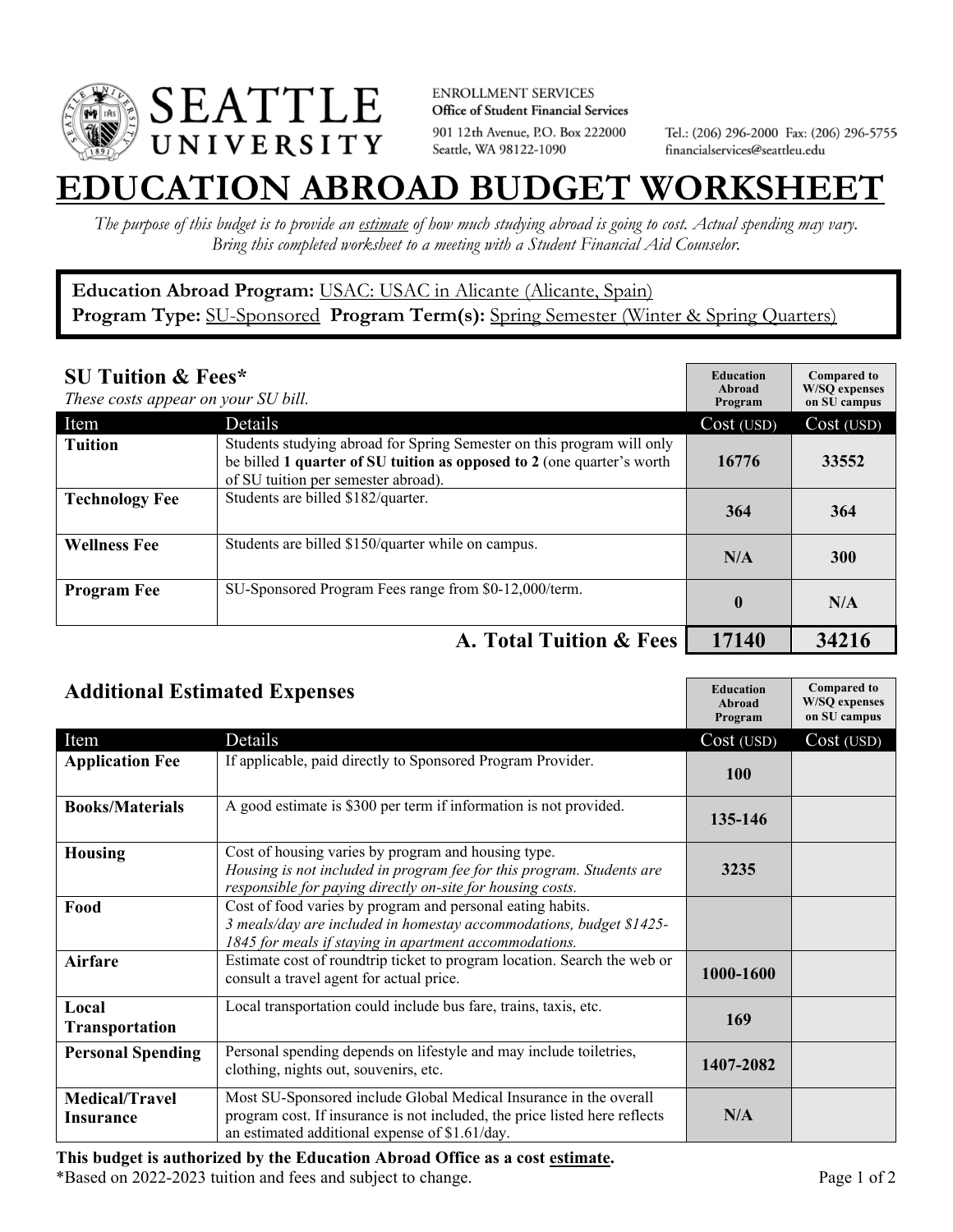**SEATTLE UNIVERSITY**

ENROLLMENT SERVICES
Office of Student Financial Services
901 12th Avenue, P.O. Box 222000
Seattle, WA 98122-1090

Tel.: (206) 296-2000 Fax: (206) 296-5755
financialservices@seattleu.edu

# EDUCATION ABROAD BUDGET WORKSHEET

*The purpose of this budget is to provide an estimate of how much studying abroad is going to cost. Actual spending may vary. Bring this completed worksheet to a meeting with a Student Financial Aid Counselor.*

**Education Abroad Program:** USAC: USAC in Alicante (Alicante, Spain)
**Program Type:** SU-Sponsored **Program Term(s):** Spring Semester (Winter & Spring Quarters)

## SU Tuition & Fees*

*These costs appear on your SU bill.*

| Item | Details | Education Abroad Program Cost (USD) | Compared to W/SQ expenses on SU campus Cost (USD) |
|---|---|---|---|
| **Tuition** | Students studying abroad for Spring Semester on this program will only be billed **1 quarter of SU tuition as opposed to 2** (one quarter's worth of SU tuition per semester abroad). | **16776** | **33552** |
| **Technology Fee** | Students are billed $182/quarter. | **364** | **364** |
| **Wellness Fee** | Students are billed $150/quarter while on campus. | **N/A** | **300** |
| **Program Fee** | SU-Sponsored Program Fees range from $0-12,000/term. | **0** | **N/A** |
| | **A. Total Tuition & Fees** | **17140** | **34216** |

## Additional Estimated Expenses

| Item | Details | Education Abroad Program Cost (USD) | Compared to W/SQ expenses on SU campus Cost (USD) |
|---|---|---|---|
| **Application Fee** | If applicable, paid directly to Sponsored Program Provider. | **100** | |
| **Books/Materials** | A good estimate is $300 per term if information is not provided. | **135-146** | |
| **Housing** | Cost of housing varies by program and housing type. *Housing is not included in program fee for this program. Students are responsible for paying directly on-site for housing costs.* | **3235** | |
| **Food** | Cost of food varies by program and personal eating habits. *3 meals/day are included in homestay accommodations, budget $1425-1845 for meals if staying in apartment accommodations.* | | |
| **Airfare** | Estimate cost of roundtrip ticket to program location. Search the web or consult a travel agent for actual price. | **1000-1600** | |
| **Local Transportation** | Local transportation could include bus fare, trains, taxis, etc. | **169** | |
| **Personal Spending** | Personal spending depends on lifestyle and may include toiletries, clothing, nights out, souvenirs, etc. | **1407-2082** | |
| **Medical/Travel Insurance** | Most SU-Sponsored include Global Medical Insurance in the overall program cost. If insurance is not included, the price listed here reflects an estimated additional expense of $1.61/day. | **N/A** | |

**This budget is authorized by the Education Abroad Office as a cost estimate.**

*Based on 2022-2023 tuition and fees and subject to change.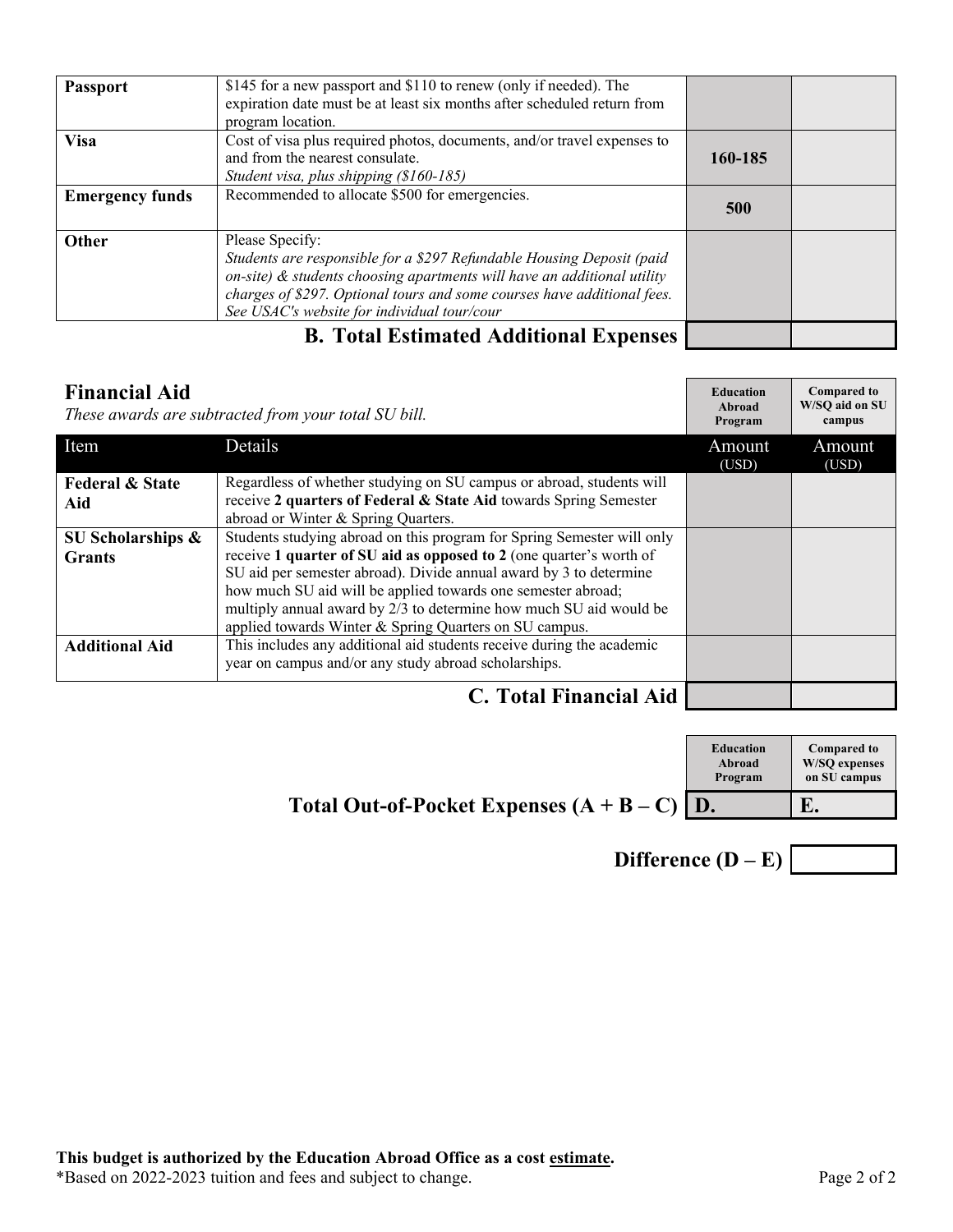| | | | |
|---|---|---|---|
| **Passport** | $145 for a new passport and $110 to renew (only if needed). The expiration date must be at least six months after scheduled return from program location. | | |
| **Visa** | Cost of visa plus required photos, documents, and/or travel expenses to and from the nearest consulate.<br>*Student visa, plus shipping ($160-185)* | **160-185** | |
| **Emergency funds** | Recommended to allocate $500 for emergencies. | **500** | |
| **Other** | Please Specify:<br>*Students are responsible for a $297 Refundable Housing Deposit (paid on-site) & students choosing apartments will have an additional utility charges of $297. Optional tours and some courses have additional fees. See USAC's website for individual tour/cour* | | |
| | **B. Total Estimated Additional Expenses** | | |

## Financial Aid

*These awards are subtracted from your total SU bill.*

| Item | Details | Education Abroad Program<br>Amount (USD) | Compared to W/SQ aid on SU campus<br>Amount (USD) |
|---|---|---|---|
| **Federal & State Aid** | Regardless of whether studying on SU campus or abroad, students will receive **2 quarters of Federal & State Aid** towards Spring Semester abroad or Winter & Spring Quarters. | | |
| **SU Scholarships & Grants** | Students studying abroad on this program for Spring Semester will only receive **1 quarter of SU aid as opposed to 2** (one quarter's worth of SU aid per semester abroad). Divide annual award by 3 to determine how much SU aid will be applied towards one semester abroad; multiply annual award by 2/3 to determine how much SU aid would be applied towards Winter & Spring Quarters on SU campus. | | |
| **Additional Aid** | This includes any additional aid students receive during the academic year on campus and/or any study abroad scholarships. | | |
| | **C. Total Financial Aid** | | |

| | Education Abroad Program | Compared to W/SQ expenses on SU campus |
|---|---|---|
| **Total Out-of-Pocket Expenses (A + B – C)** | **D.** | **E.** |

**Difference (D – E)** ______

**This budget is authorized by the Education Abroad Office as a cost estimate.**
*Based on 2022-2023 tuition and fees and subject to change.